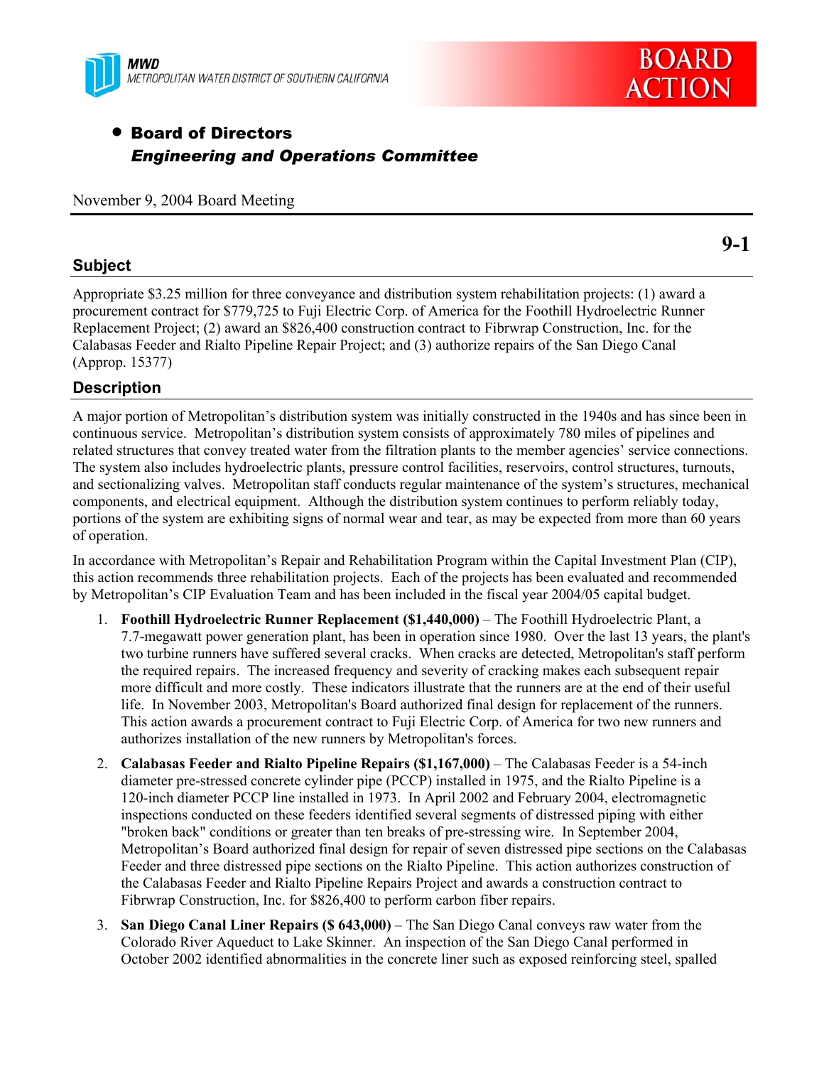MWD
METROPOLITAN WATER DISTRICT OF SOUTHERN CALIFORNIA

**BOARD ACTION**

- **Board of Directors**
  ***Engineering and Operations Committee***

November 9, 2004 Board Meeting

**9-1**

## Subject

Appropriate $3.25 million for three conveyance and distribution system rehabilitation projects: (1) award a procurement contract for $779,725 to Fuji Electric Corp. of America for the Foothill Hydroelectric Runner Replacement Project; (2) award an $826,400 construction contract to Fibrwrap Construction, Inc. for the Calabasas Feeder and Rialto Pipeline Repair Project; and (3) authorize repairs of the San Diego Canal (Approp. 15377)

## Description

A major portion of Metropolitan's distribution system was initially constructed in the 1940s and has since been in continuous service. Metropolitan's distribution system consists of approximately 780 miles of pipelines and related structures that convey treated water from the filtration plants to the member agencies' service connections. The system also includes hydroelectric plants, pressure control facilities, reservoirs, control structures, turnouts, and sectionalizing valves. Metropolitan staff conducts regular maintenance of the system's structures, mechanical components, and electrical equipment. Although the distribution system continues to perform reliably today, portions of the system are exhibiting signs of normal wear and tear, as may be expected from more than 60 years of operation.

In accordance with Metropolitan's Repair and Rehabilitation Program within the Capital Investment Plan (CIP), this action recommends three rehabilitation projects. Each of the projects has been evaluated and recommended by Metropolitan's CIP Evaluation Team and has been included in the fiscal year 2004/05 capital budget.

1. **Foothill Hydroelectric Runner Replacement ($1,440,000)** – The Foothill Hydroelectric Plant, a 7.7-megawatt power generation plant, has been in operation since 1980. Over the last 13 years, the plant's two turbine runners have suffered several cracks. When cracks are detected, Metropolitan's staff perform the required repairs. The increased frequency and severity of cracking makes each subsequent repair more difficult and more costly. These indicators illustrate that the runners are at the end of their useful life. In November 2003, Metropolitan's Board authorized final design for replacement of the runners. This action awards a procurement contract to Fuji Electric Corp. of America for two new runners and authorizes installation of the new runners by Metropolitan's forces.

2. **Calabasas Feeder and Rialto Pipeline Repairs ($1,167,000)** – The Calabasas Feeder is a 54-inch diameter pre-stressed concrete cylinder pipe (PCCP) installed in 1975, and the Rialto Pipeline is a 120-inch diameter PCCP line installed in 1973. In April 2002 and February 2004, electromagnetic inspections conducted on these feeders identified several segments of distressed piping with either "broken back" conditions or greater than ten breaks of pre-stressing wire. In September 2004, Metropolitan's Board authorized final design for repair of seven distressed pipe sections on the Calabasas Feeder and three distressed pipe sections on the Rialto Pipeline. This action authorizes construction of the Calabasas Feeder and Rialto Pipeline Repairs Project and awards a construction contract to Fibrwrap Construction, Inc. for $826,400 to perform carbon fiber repairs.

3. **San Diego Canal Liner Repairs ($ 643,000)** – The San Diego Canal conveys raw water from the Colorado River Aqueduct to Lake Skinner. An inspection of the San Diego Canal performed in October 2002 identified abnormalities in the concrete liner such as exposed reinforcing steel, spalled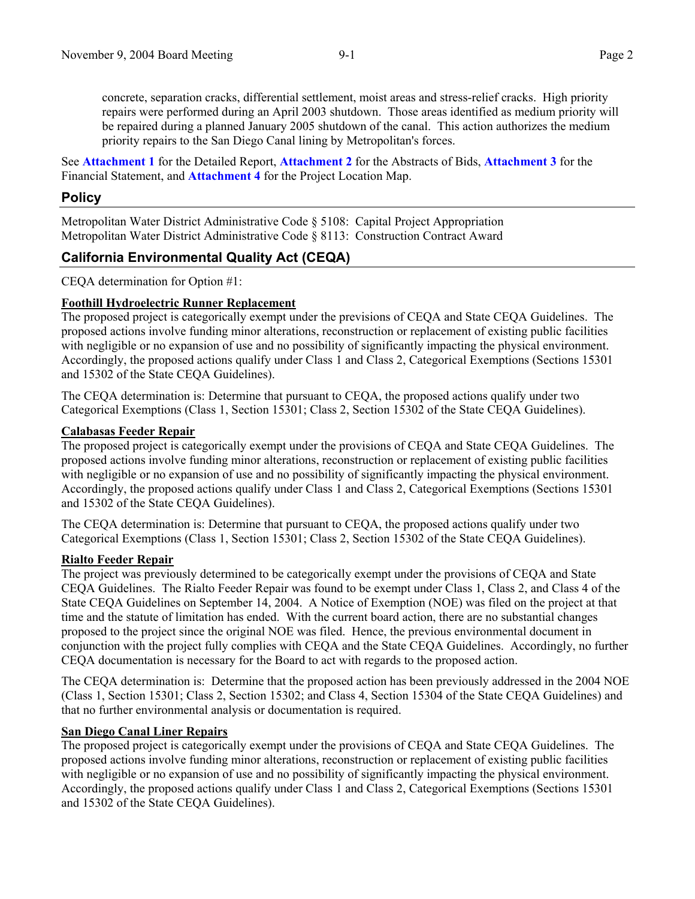concrete, separation cracks, differential settlement, moist areas and stress-relief cracks. High priority repairs were performed during an April 2003 shutdown. Those areas identified as medium priority will be repaired during a planned January 2005 shutdown of the canal. This action authorizes the medium priority repairs to the San Diego Canal lining by Metropolitan's forces.

See **Attachment 1** for the Detailed Report, **Attachment 2** for the Abstracts of Bids, **Attachment 3** for the Financial Statement, and **Attachment 4** for the Project Location Map.

## Policy

Metropolitan Water District Administrative Code § 5108: Capital Project Appropriation
Metropolitan Water District Administrative Code § 8113: Construction Contract Award

## California Environmental Quality Act (CEQA)

CEQA determination for Option #1:

**Foothill Hydroelectric Runner Replacement**

The proposed project is categorically exempt under the previsions of CEQA and State CEQA Guidelines. The proposed actions involve funding minor alterations, reconstruction or replacement of existing public facilities with negligible or no expansion of use and no possibility of significantly impacting the physical environment. Accordingly, the proposed actions qualify under Class 1 and Class 2, Categorical Exemptions (Sections 15301 and 15302 of the State CEQA Guidelines).

The CEQA determination is: Determine that pursuant to CEQA, the proposed actions qualify under two Categorical Exemptions (Class 1, Section 15301; Class 2, Section 15302 of the State CEQA Guidelines).

**Calabasas Feeder Repair**

The proposed project is categorically exempt under the provisions of CEQA and State CEQA Guidelines. The proposed actions involve funding minor alterations, reconstruction or replacement of existing public facilities with negligible or no expansion of use and no possibility of significantly impacting the physical environment. Accordingly, the proposed actions qualify under Class 1 and Class 2, Categorical Exemptions (Sections 15301 and 15302 of the State CEQA Guidelines).

The CEQA determination is: Determine that pursuant to CEQA, the proposed actions qualify under two Categorical Exemptions (Class 1, Section 15301; Class 2, Section 15302 of the State CEQA Guidelines).

**Rialto Feeder Repair**

The project was previously determined to be categorically exempt under the provisions of CEQA and State CEQA Guidelines. The Rialto Feeder Repair was found to be exempt under Class 1, Class 2, and Class 4 of the State CEQA Guidelines on September 14, 2004. A Notice of Exemption (NOE) was filed on the project at that time and the statute of limitation has ended. With the current board action, there are no substantial changes proposed to the project since the original NOE was filed. Hence, the previous environmental document in conjunction with the project fully complies with CEQA and the State CEQA Guidelines. Accordingly, no further CEQA documentation is necessary for the Board to act with regards to the proposed action.

The CEQA determination is: Determine that the proposed action has been previously addressed in the 2004 NOE (Class 1, Section 15301; Class 2, Section 15302; and Class 4, Section 15304 of the State CEQA Guidelines) and that no further environmental analysis or documentation is required.

**San Diego Canal Liner Repairs**

The proposed project is categorically exempt under the provisions of CEQA and State CEQA Guidelines. The proposed actions involve funding minor alterations, reconstruction or replacement of existing public facilities with negligible or no expansion of use and no possibility of significantly impacting the physical environment. Accordingly, the proposed actions qualify under Class 1 and Class 2, Categorical Exemptions (Sections 15301 and 15302 of the State CEQA Guidelines).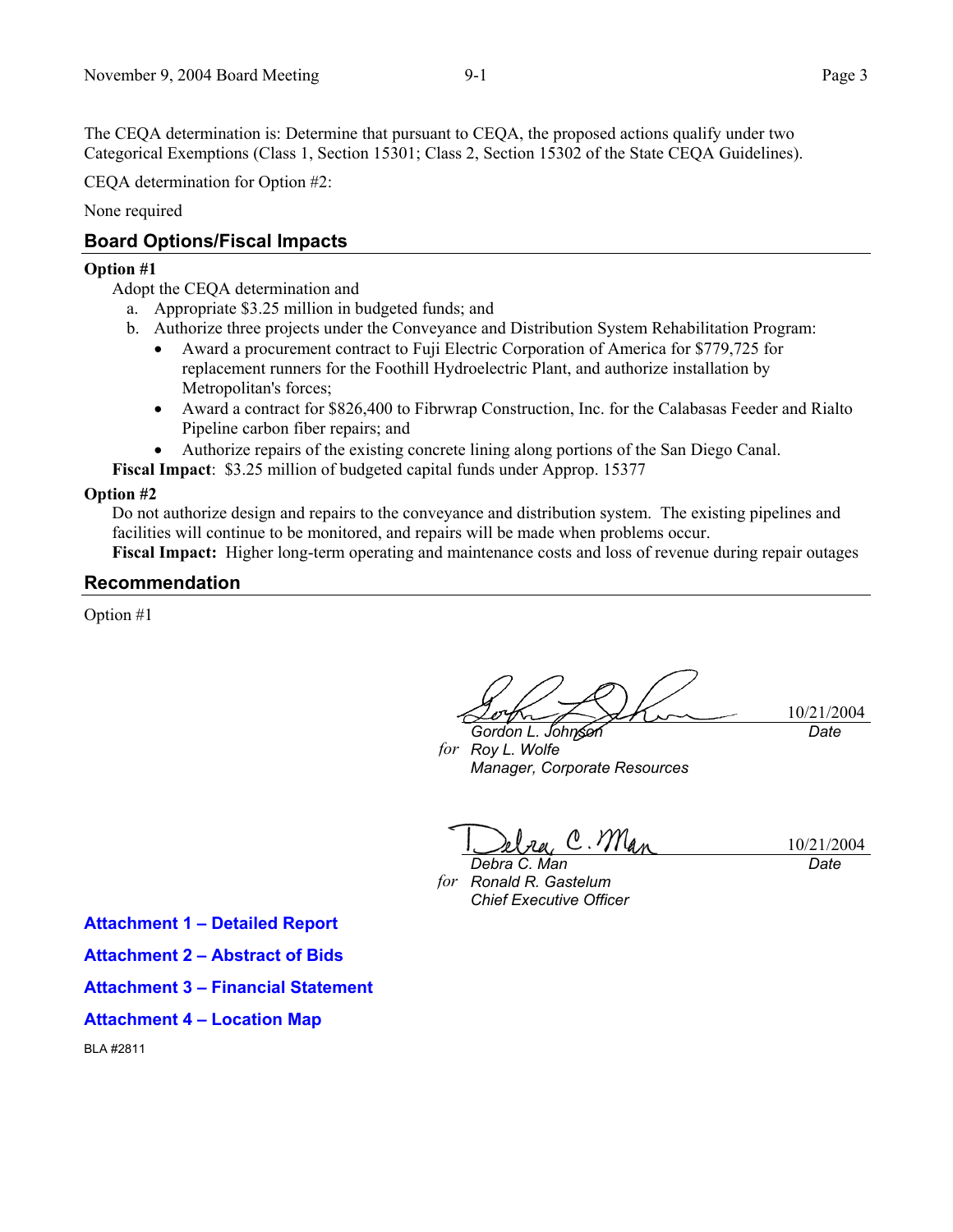The CEQA determination is: Determine that pursuant to CEQA, the proposed actions qualify under two Categorical Exemptions (Class 1, Section 15301; Class 2, Section 15302 of the State CEQA Guidelines).

CEQA determination for Option #2:

None required

## Board Options/Fiscal Impacts

**Option #1**

Adopt the CEQA determination and

a. Appropriate $3.25 million in budgeted funds; and
b. Authorize three projects under the Conveyance and Distribution System Rehabilitation Program:
   - Award a procurement contract to Fuji Electric Corporation of America for $779,725 for replacement runners for the Foothill Hydroelectric Plant, and authorize installation by Metropolitan's forces;
   - Award a contract for $826,400 to Fibrwrap Construction, Inc. for the Calabasas Feeder and Rialto Pipeline carbon fiber repairs; and
   - Authorize repairs of the existing concrete lining along portions of the San Diego Canal.

**Fiscal Impact**: $3.25 million of budgeted capital funds under Approp. 15377

**Option #2**

Do not authorize design and repairs to the conveyance and distribution system. The existing pipelines and facilities will continue to be monitored, and repairs will be made when problems occur.

**Fiscal Impact:** Higher long-term operating and maintenance costs and loss of revenue during repair outages

## Recommendation

Option #1

Gordon L. Johnson — 10/21/2004 (Date)
*for* Roy L. Wolfe
*Manager, Corporate Resources*

Debra C. Man — 10/21/2004 (Date)
*for* Ronald R. Gastelum
*Chief Executive Officer*

**Attachment 1 – Detailed Report**

**Attachment 2 – Abstract of Bids**

**Attachment 3 – Financial Statement**

**Attachment 4 – Location Map**

BLA #2811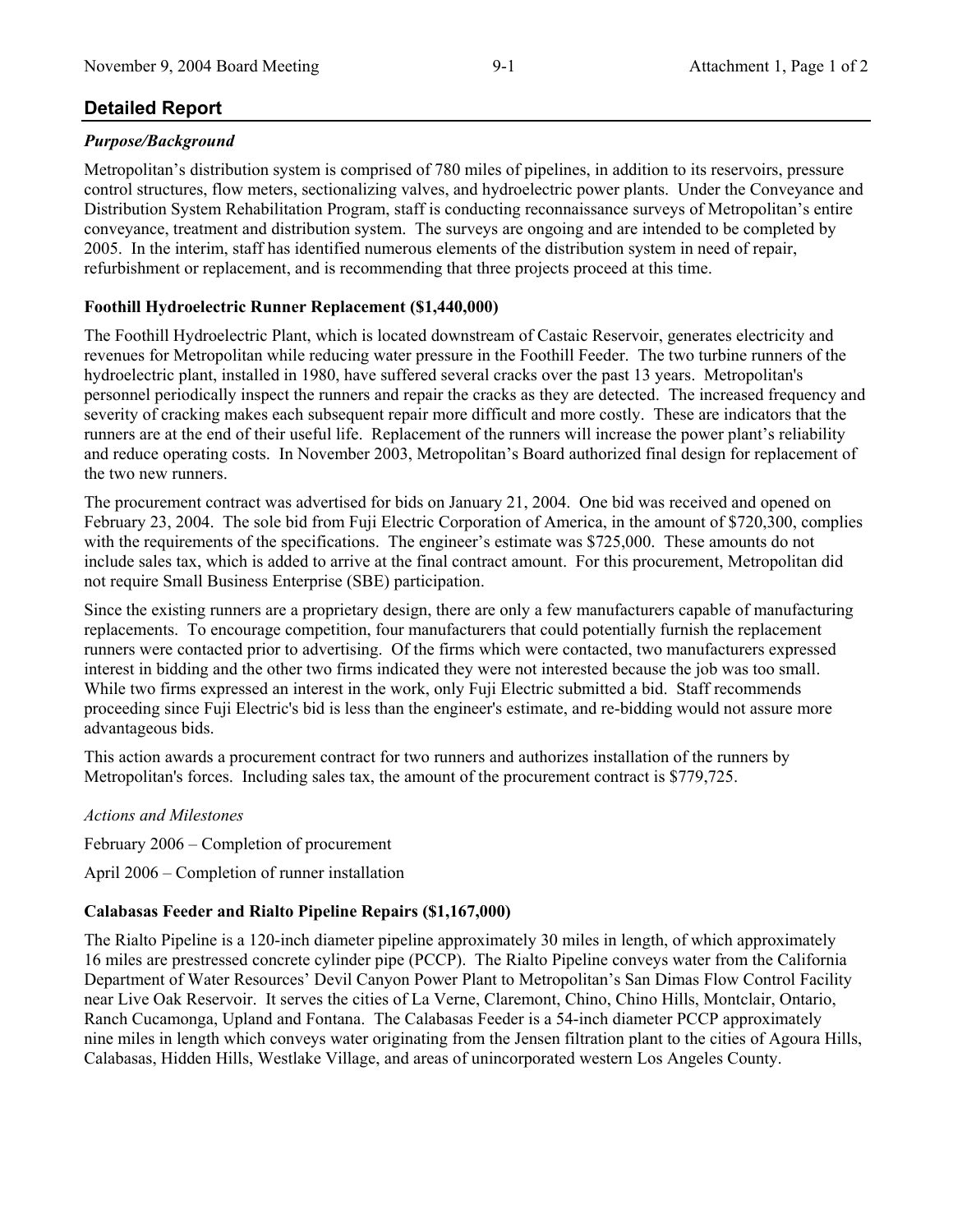## Detailed Report

### *Purpose/Background*

Metropolitan's distribution system is comprised of 780 miles of pipelines, in addition to its reservoirs, pressure control structures, flow meters, sectionalizing valves, and hydroelectric power plants. Under the Conveyance and Distribution System Rehabilitation Program, staff is conducting reconnaissance surveys of Metropolitan's entire conveyance, treatment and distribution system. The surveys are ongoing and are intended to be completed by 2005. In the interim, staff has identified numerous elements of the distribution system in need of repair, refurbishment or replacement, and is recommending that three projects proceed at this time.

### Foothill Hydroelectric Runner Replacement ($1,440,000)

The Foothill Hydroelectric Plant, which is located downstream of Castaic Reservoir, generates electricity and revenues for Metropolitan while reducing water pressure in the Foothill Feeder. The two turbine runners of the hydroelectric plant, installed in 1980, have suffered several cracks over the past 13 years. Metropolitan's personnel periodically inspect the runners and repair the cracks as they are detected. The increased frequency and severity of cracking makes each subsequent repair more difficult and more costly. These are indicators that the runners are at the end of their useful life. Replacement of the runners will increase the power plant's reliability and reduce operating costs. In November 2003, Metropolitan's Board authorized final design for replacement of the two new runners.

The procurement contract was advertised for bids on January 21, 2004. One bid was received and opened on February 23, 2004. The sole bid from Fuji Electric Corporation of America, in the amount of $720,300, complies with the requirements of the specifications. The engineer's estimate was $725,000. These amounts do not include sales tax, which is added to arrive at the final contract amount. For this procurement, Metropolitan did not require Small Business Enterprise (SBE) participation.

Since the existing runners are a proprietary design, there are only a few manufacturers capable of manufacturing replacements. To encourage competition, four manufacturers that could potentially furnish the replacement runners were contacted prior to advertising. Of the firms which were contacted, two manufacturers expressed interest in bidding and the other two firms indicated they were not interested because the job was too small. While two firms expressed an interest in the work, only Fuji Electric submitted a bid. Staff recommends proceeding since Fuji Electric's bid is less than the engineer's estimate, and re-bidding would not assure more advantageous bids.

This action awards a procurement contract for two runners and authorizes installation of the runners by Metropolitan's forces. Including sales tax, the amount of the procurement contract is $779,725.

*Actions and Milestones*

February 2006 – Completion of procurement

April 2006 – Completion of runner installation

### Calabasas Feeder and Rialto Pipeline Repairs ($1,167,000)

The Rialto Pipeline is a 120-inch diameter pipeline approximately 30 miles in length, of which approximately 16 miles are prestressed concrete cylinder pipe (PCCP). The Rialto Pipeline conveys water from the California Department of Water Resources' Devil Canyon Power Plant to Metropolitan's San Dimas Flow Control Facility near Live Oak Reservoir. It serves the cities of La Verne, Claremont, Chino, Chino Hills, Montclair, Ontario, Ranch Cucamonga, Upland and Fontana. The Calabasas Feeder is a 54-inch diameter PCCP approximately nine miles in length which conveys water originating from the Jensen filtration plant to the cities of Agoura Hills, Calabasas, Hidden Hills, Westlake Village, and areas of unincorporated western Los Angeles County.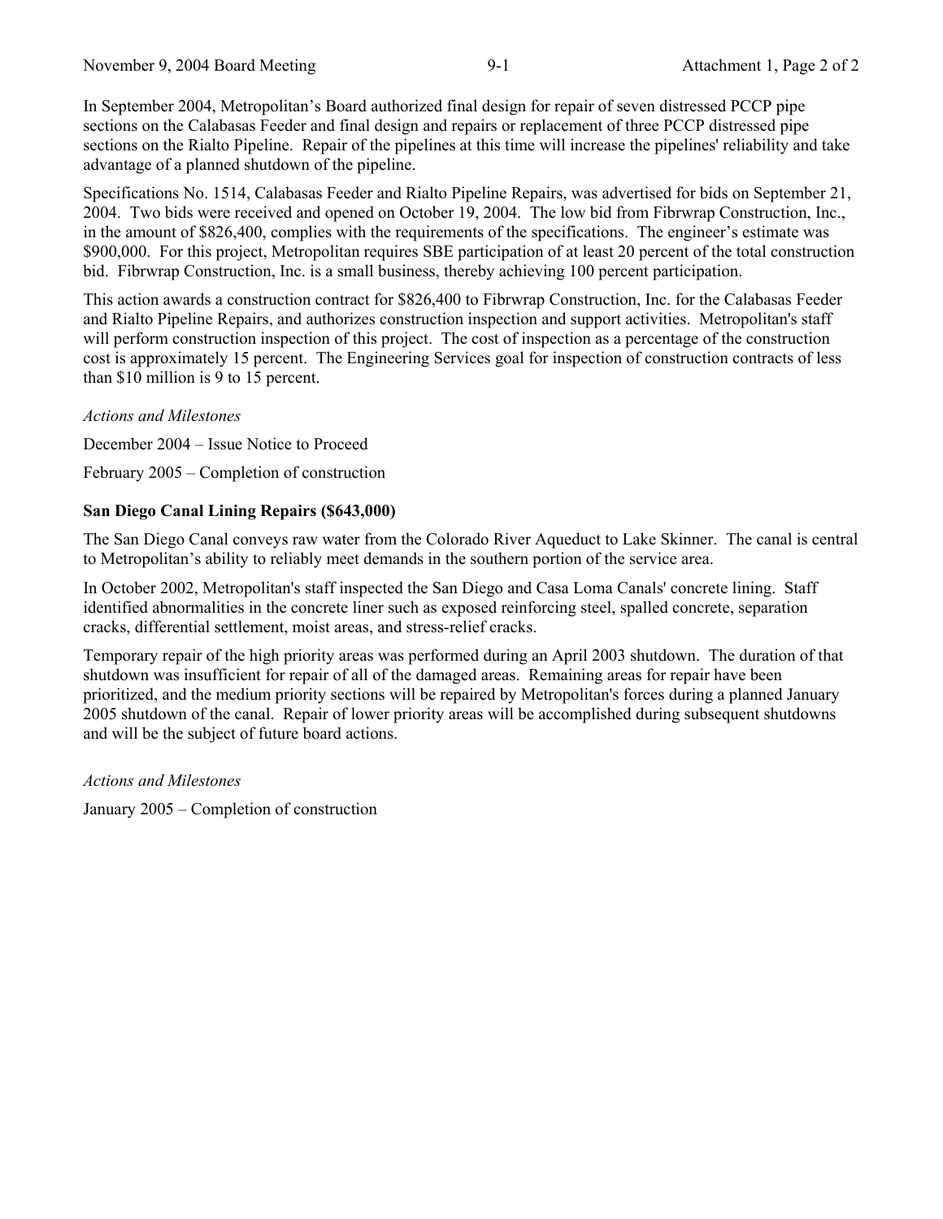In September 2004, Metropolitan's Board authorized final design for repair of seven distressed PCCP pipe sections on the Calabasas Feeder and final design and repairs or replacement of three PCCP distressed pipe sections on the Rialto Pipeline. Repair of the pipelines at this time will increase the pipelines' reliability and take advantage of a planned shutdown of the pipeline.

Specifications No. 1514, Calabasas Feeder and Rialto Pipeline Repairs, was advertised for bids on September 21, 2004. Two bids were received and opened on October 19, 2004. The low bid from Fibrwrap Construction, Inc., in the amount of $826,400, complies with the requirements of the specifications. The engineer's estimate was $900,000. For this project, Metropolitan requires SBE participation of at least 20 percent of the total construction bid. Fibrwrap Construction, Inc. is a small business, thereby achieving 100 percent participation.

This action awards a construction contract for $826,400 to Fibrwrap Construction, Inc. for the Calabasas Feeder and Rialto Pipeline Repairs, and authorizes construction inspection and support activities. Metropolitan's staff will perform construction inspection of this project. The cost of inspection as a percentage of the construction cost is approximately 15 percent. The Engineering Services goal for inspection of construction contracts of less than $10 million is 9 to 15 percent.

*Actions and Milestones*

December 2004 – Issue Notice to Proceed

February 2005 – Completion of construction

**San Diego Canal Lining Repairs ($643,000)**

The San Diego Canal conveys raw water from the Colorado River Aqueduct to Lake Skinner. The canal is central to Metropolitan's ability to reliably meet demands in the southern portion of the service area.

In October 2002, Metropolitan's staff inspected the San Diego and Casa Loma Canals' concrete lining. Staff identified abnormalities in the concrete liner such as exposed reinforcing steel, spalled concrete, separation cracks, differential settlement, moist areas, and stress-relief cracks.

Temporary repair of the high priority areas was performed during an April 2003 shutdown. The duration of that shutdown was insufficient for repair of all of the damaged areas. Remaining areas for repair have been prioritized, and the medium priority sections will be repaired by Metropolitan's forces during a planned January 2005 shutdown of the canal. Repair of lower priority areas will be accomplished during subsequent shutdowns and will be the subject of future board actions.

*Actions and Milestones*

January 2005 – Completion of construction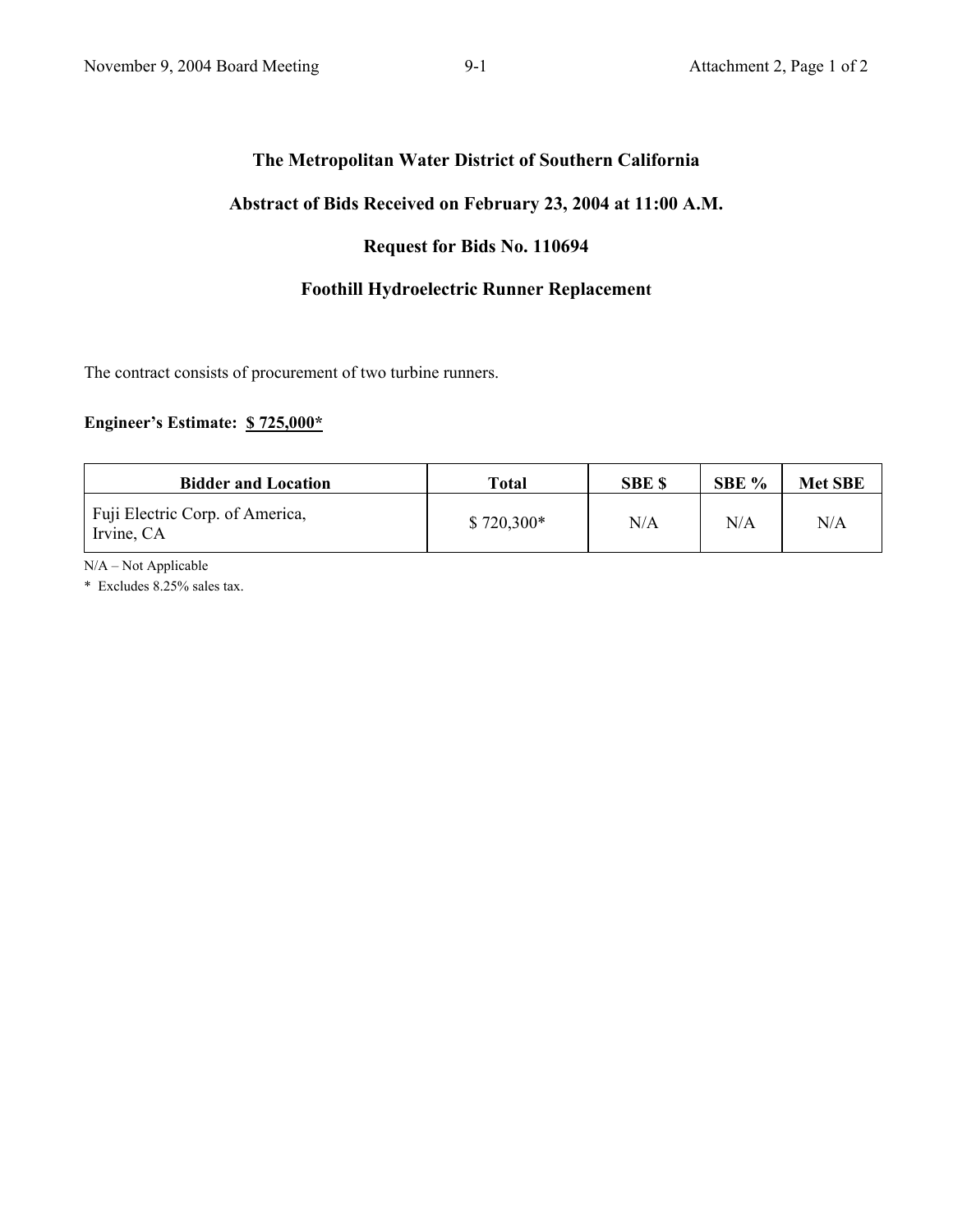# The Metropolitan Water District of Southern California

## Abstract of Bids Received on February 23, 2004 at 11:00 A.M.

## Request for Bids No. 110694

## Foothill Hydroelectric Runner Replacement

The contract consists of procurement of two turbine runners.

**Engineer's Estimate: $ 725,000***

| Bidder and Location | Total | SBE $ | SBE % | Met SBE |
|---|---|---|---|---|
| Fuji Electric Corp. of America, Irvine, CA | $ 720,300* | N/A | N/A | N/A |

N/A – Not Applicable

\* Excludes 8.25% sales tax.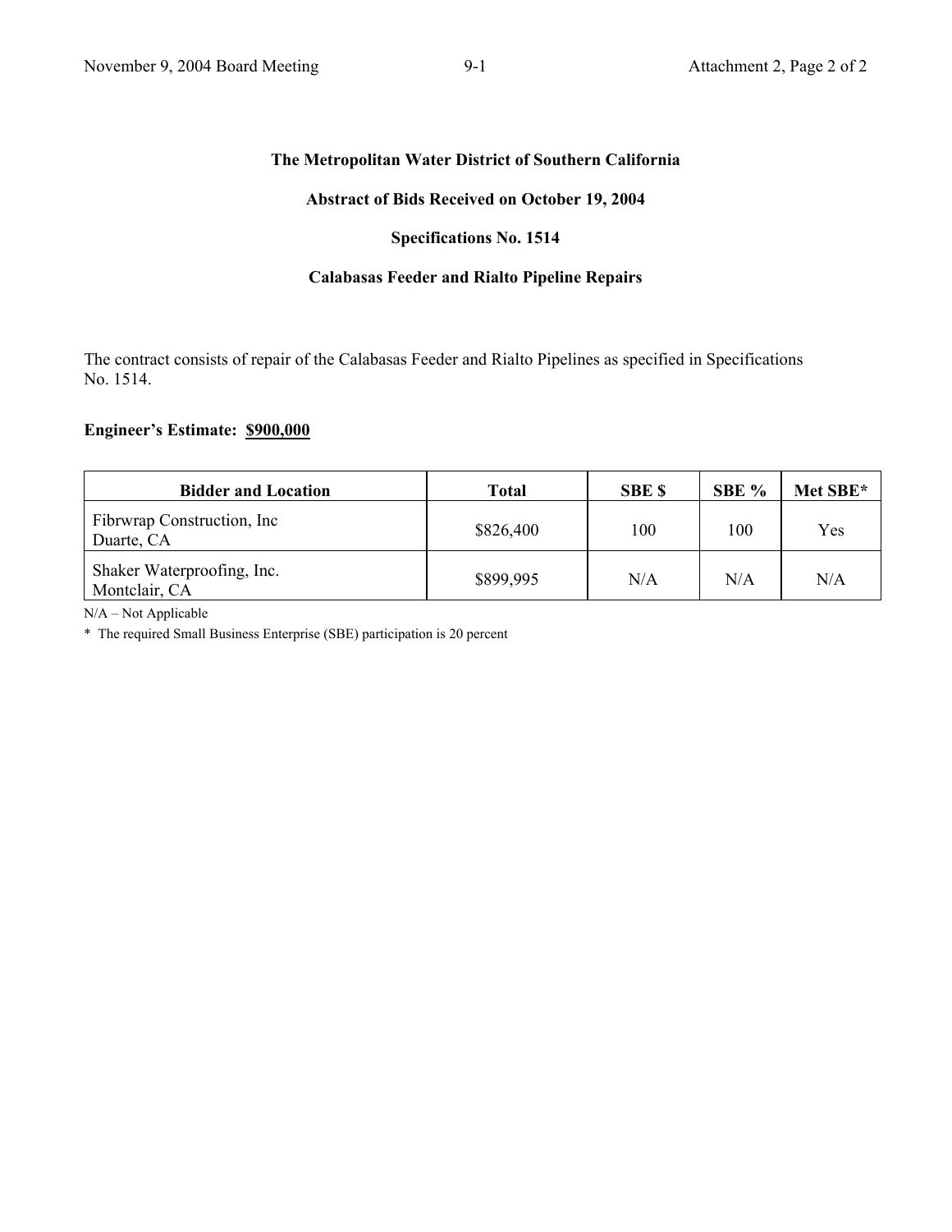**The Metropolitan Water District of Southern California**

**Abstract of Bids Received on October 19, 2004**

**Specifications No. 1514**

**Calabasas Feeder and Rialto Pipeline Repairs**

The contract consists of repair of the Calabasas Feeder and Rialto Pipelines as specified in Specifications No. 1514.

**Engineer's Estimate: $900,000**

| Bidder and Location | Total | SBE $ | SBE % | Met SBE* |
| --- | --- | --- | --- | --- |
| Fibrwrap Construction, Inc<br>Duarte, CA | $826,400 | 100 | 100 | Yes |
| Shaker Waterproofing, Inc.<br>Montclair, CA | $899,995 | N/A | N/A | N/A |

N/A – Not Applicable

* The required Small Business Enterprise (SBE) participation is 20 percent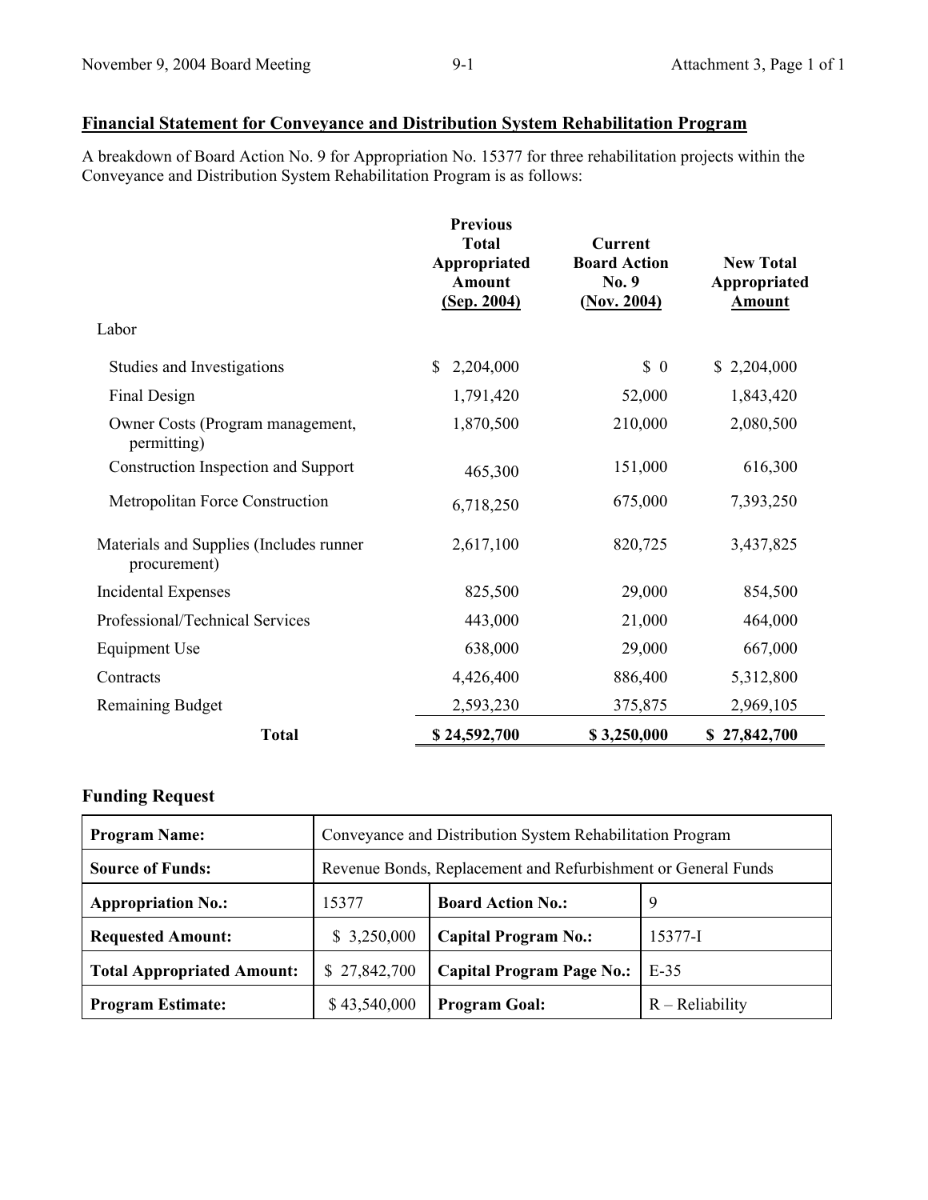## Financial Statement for Conveyance and Distribution System Rehabilitation Program

A breakdown of Board Action No. 9 for Appropriation No. 15377 for three rehabilitation projects within the Conveyance and Distribution System Rehabilitation Program is as follows:

| | Previous Total Appropriated Amount (Sep. 2004) | Current Board Action No. 9 (Nov. 2004) | New Total Appropriated Amount |
|---|---|---|---|
| Labor | | | |
| Studies and Investigations | $ 2,204,000 | $ 0 | $ 2,204,000 |
| Final Design | 1,791,420 | 52,000 | 1,843,420 |
| Owner Costs (Program management, permitting) | 1,870,500 | 210,000 | 2,080,500 |
| Construction Inspection and Support | 465,300 | 151,000 | 616,300 |
| Metropolitan Force Construction | 6,718,250 | 675,000 | 7,393,250 |
| Materials and Supplies (Includes runner procurement) | 2,617,100 | 820,725 | 3,437,825 |
| Incidental Expenses | 825,500 | 29,000 | 854,500 |
| Professional/Technical Services | 443,000 | 21,000 | 464,000 |
| Equipment Use | 638,000 | 29,000 | 667,000 |
| Contracts | 4,426,400 | 886,400 | 5,312,800 |
| Remaining Budget | 2,593,230 | 375,875 | 2,969,105 |
| **Total** | **$ 24,592,700** | **$ 3,250,000** | **$ 27,842,700** |

### Funding Request

| | | | |
|---|---|---|---|
| **Program Name:** | Conveyance and Distribution System Rehabilitation Program | | |
| **Source of Funds:** | Revenue Bonds, Replacement and Refurbishment or General Funds | | |
| **Appropriation No.:** | 15377 | **Board Action No.:** | 9 |
| **Requested Amount:** | $ 3,250,000 | **Capital Program No.:** | 15377-I |
| **Total Appropriated Amount:** | $ 27,842,700 | **Capital Program Page No.:** | E-35 |
| **Program Estimate:** | $ 43,540,000 | **Program Goal:** | R – Reliability |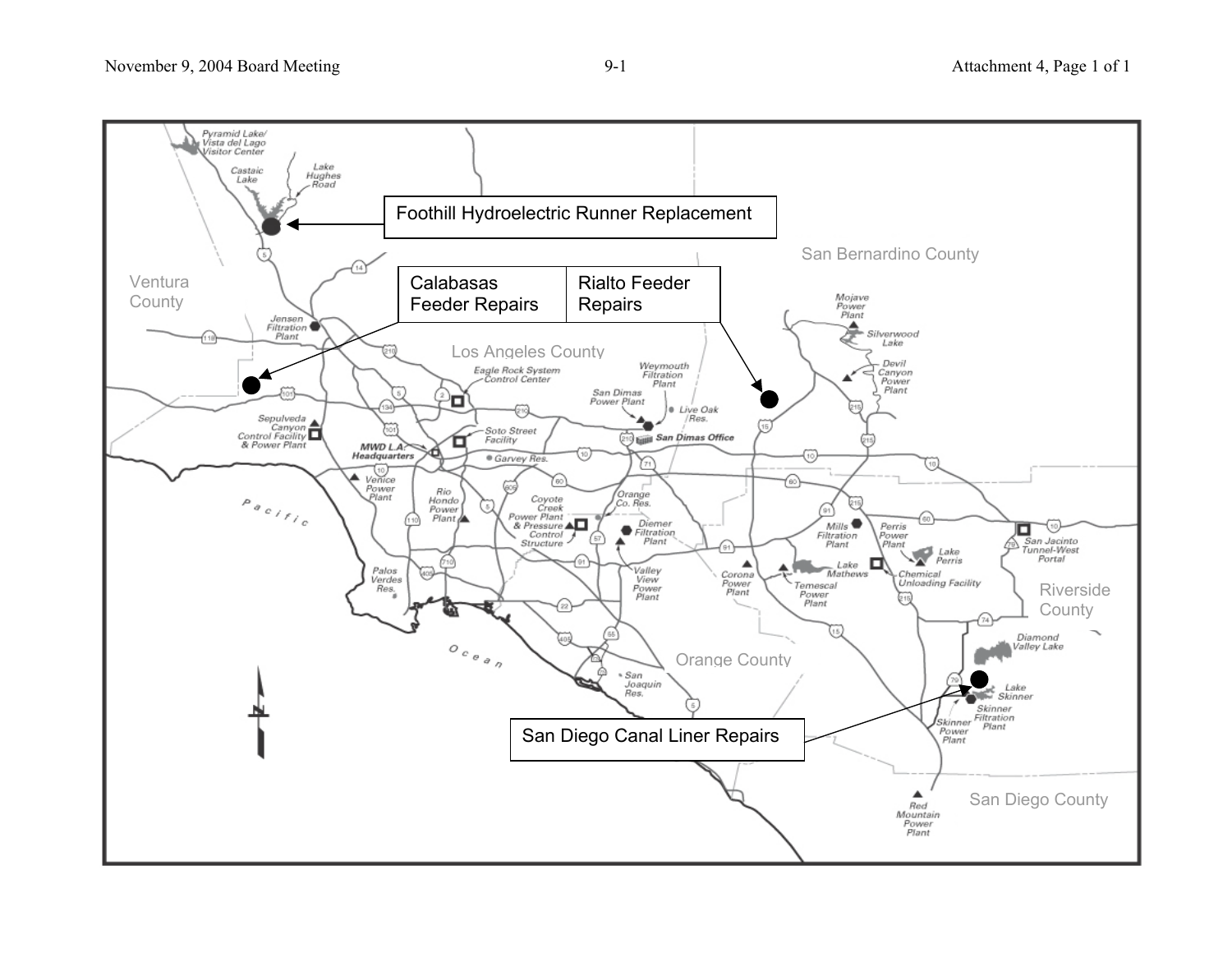Foothill Hydroelectric Runner Replacement

Calabasas Feeder Repairs

Rialto Feeder Repairs

San Diego Canal Liner Repairs

Pyramid Lake/ Vista del Lago Visitor Center

Castaic Lake

Lake Hughes Road

Ventura County

Los Angeles County

San Bernardino County

Riverside County

Orange County

San Diego County

Jensen Filtration Plant

Eagle Rock System Control Center

Weymouth Filtration Plant

San Dimas Power Plant

Live Oak Res.

San Dimas Office

Mojave Power Plant

Silverwood Lake

Devil Canyon Power Plant

Sepulveda Canyon Control Facility & Power Plant

MWD L.A. Headquarters

Soto Street Facility

Garvey Res.

Venice Power Plant

Rio Hondo Power Plant

Coyote Creek Power Plant & Pressure Control Structure

Orange Co. Res.

Diemer Filtration Plant

Valley View Power Plant

Corona Power Plant

Mills Filtration Plant

Perris Power Plant

Lake Perris

Lake Mathews

Temescal Power Plant

Chemical Unloading Facility

San Jacinto Tunnel-West Portal

Palos Verdes Res.

San Joaquin Res.

Diamond Valley Lake

Lake Skinner

Skinner Filtration Plant

Skinner Power Plant

Red Mountain Power Plant

Pacific Ocean